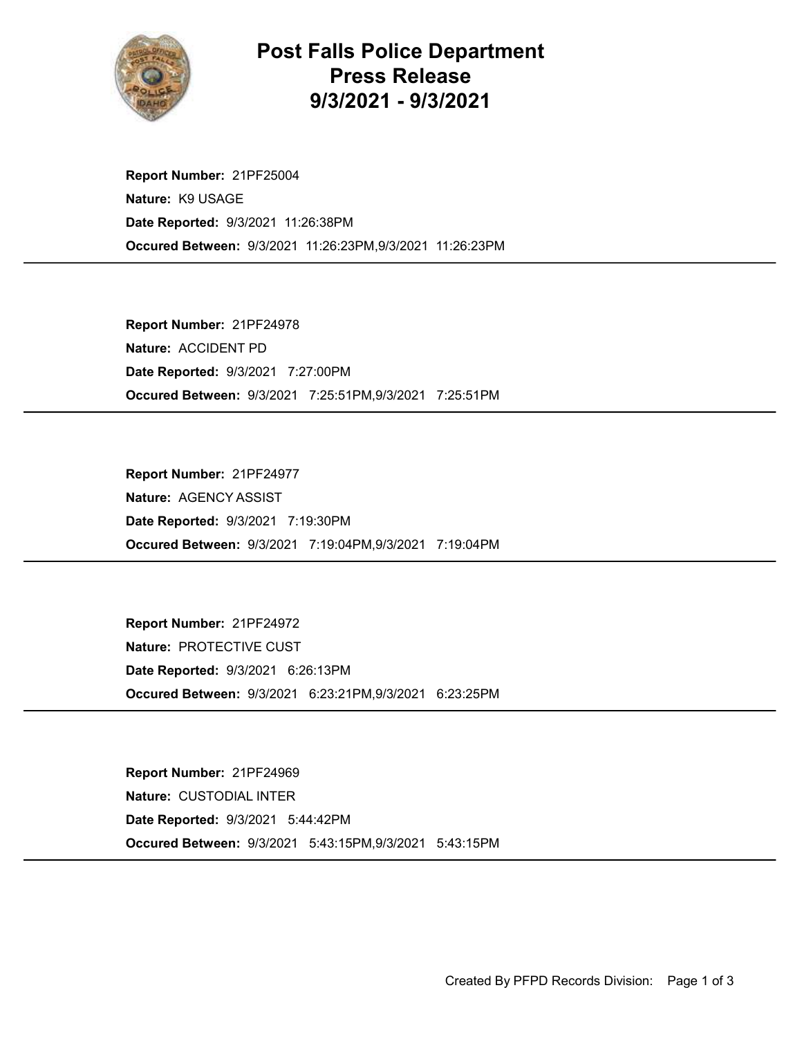# Post Falls Police Department Press Release 9/3/2021 - 9/3/2021

**Report Number:** 21PF25004
**Nature:** K9 USAGE
**Date Reported:** 9/3/2021 11:26:38PM
**Occured Between:** 9/3/2021 11:26:23PM,9/3/2021 11:26:23PM

---

**Report Number:** 21PF24978
**Nature:** ACCIDENT PD
**Date Reported:** 9/3/2021 7:27:00PM
**Occured Between:** 9/3/2021 7:25:51PM,9/3/2021 7:25:51PM

---

**Report Number:** 21PF24977
**Nature:** AGENCY ASSIST
**Date Reported:** 9/3/2021 7:19:30PM
**Occured Between:** 9/3/2021 7:19:04PM,9/3/2021 7:19:04PM

---

**Report Number:** 21PF24972
**Nature:** PROTECTIVE CUST
**Date Reported:** 9/3/2021 6:26:13PM
**Occured Between:** 9/3/2021 6:23:21PM,9/3/2021 6:23:25PM

---

**Report Number:** 21PF24969
**Nature:** CUSTODIAL INTER
**Date Reported:** 9/3/2021 5:44:42PM
**Occured Between:** 9/3/2021 5:43:15PM,9/3/2021 5:43:15PM

---

Created By PFPD Records Division: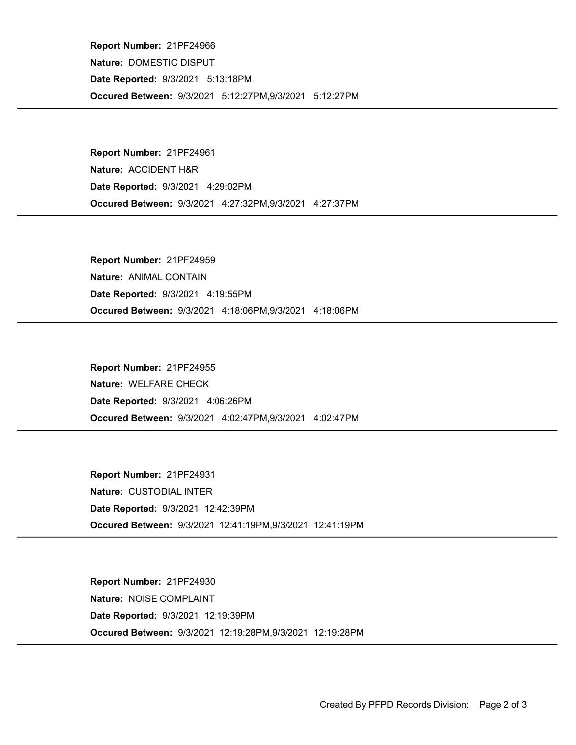**Report Number:** 21PF24966

**Nature:** DOMESTIC DISPUT

**Date Reported:** 9/3/2021 5:13:18PM

**Occured Between:** 9/3/2021 5:12:27PM,9/3/2021 5:12:27PM

---

**Report Number:** 21PF24961

**Nature:** ACCIDENT H&R

**Date Reported:** 9/3/2021 4:29:02PM

**Occured Between:** 9/3/2021 4:27:32PM,9/3/2021 4:27:37PM

---

**Report Number:** 21PF24959

**Nature:** ANIMAL CONTAIN

**Date Reported:** 9/3/2021 4:19:55PM

**Occured Between:** 9/3/2021 4:18:06PM,9/3/2021 4:18:06PM

---

**Report Number:** 21PF24955

**Nature:** WELFARE CHECK

**Date Reported:** 9/3/2021 4:06:26PM

**Occured Between:** 9/3/2021 4:02:47PM,9/3/2021 4:02:47PM

---

**Report Number:** 21PF24931

**Nature:** CUSTODIAL INTER

**Date Reported:** 9/3/2021 12:42:39PM

**Occured Between:** 9/3/2021 12:41:19PM,9/3/2021 12:41:19PM

---

**Report Number:** 21PF24930

**Nature:** NOISE COMPLAINT

**Date Reported:** 9/3/2021 12:19:39PM

**Occured Between:** 9/3/2021 12:19:28PM,9/3/2021 12:19:28PM

---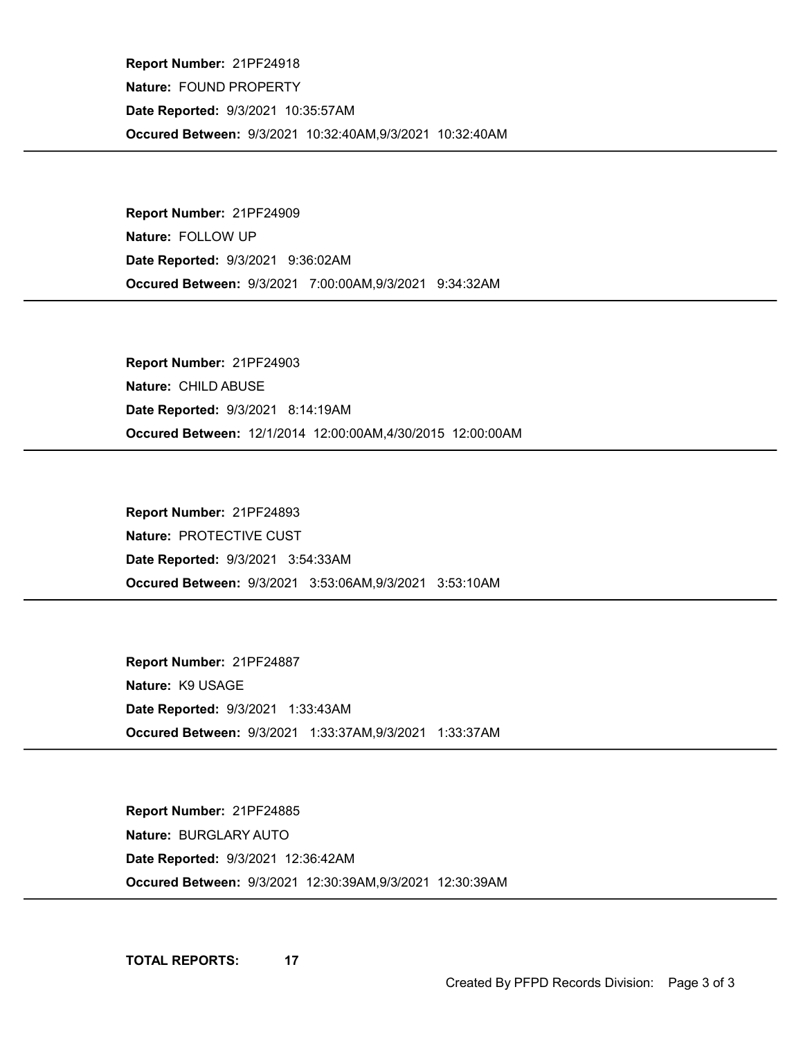**Report Number:** 21PF24918
**Nature:** FOUND PROPERTY
**Date Reported:** 9/3/2021 10:35:57AM
**Occured Between:** 9/3/2021 10:32:40AM,9/3/2021 10:32:40AM

---

**Report Number:** 21PF24909
**Nature:** FOLLOW UP
**Date Reported:** 9/3/2021 9:36:02AM
**Occured Between:** 9/3/2021 7:00:00AM,9/3/2021 9:34:32AM

---

**Report Number:** 21PF24903
**Nature:** CHILD ABUSE
**Date Reported:** 9/3/2021 8:14:19AM
**Occured Between:** 12/1/2014 12:00:00AM,4/30/2015 12:00:00AM

---

**Report Number:** 21PF24893
**Nature:** PROTECTIVE CUST
**Date Reported:** 9/3/2021 3:54:33AM
**Occured Between:** 9/3/2021 3:53:06AM,9/3/2021 3:53:10AM

---

**Report Number:** 21PF24887
**Nature:** K9 USAGE
**Date Reported:** 9/3/2021 1:33:43AM
**Occured Between:** 9/3/2021 1:33:37AM,9/3/2021 1:33:37AM

---

**Report Number:** 21PF24885
**Nature:** BURGLARY AUTO
**Date Reported:** 9/3/2021 12:36:42AM
**Occured Between:** 9/3/2021 12:30:39AM,9/3/2021 12:30:39AM

---

**TOTAL REPORTS:** **17**

Created By PFPD Records Division: